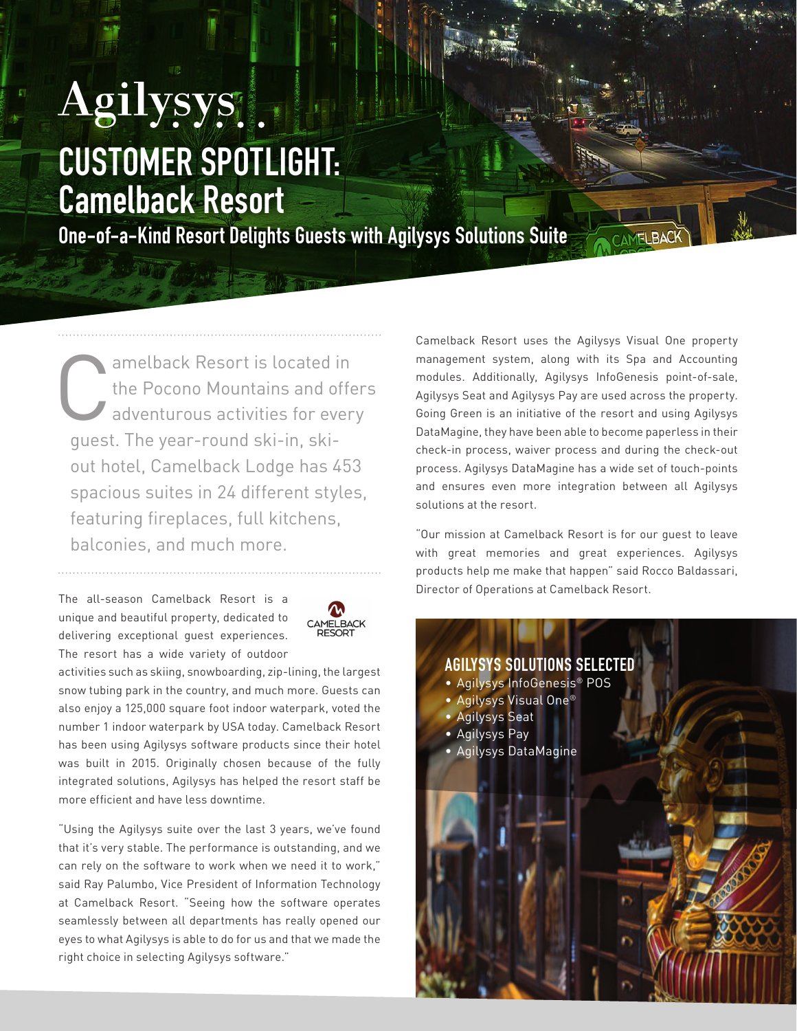Agilysys

# CUSTOMER SPOTLIGHT: Camelback Resort

## One-of-a-Kind Resort Delights Guests with Agilysys Solutions Suite

Camelback Resort is located in the Pocono Mountains and offers adventurous activities for every guest. The year-round ski-in, ski-out hotel, Camelback Lodge has 453 spacious suites in 24 different styles, featuring fireplaces, full kitchens, balconies, and much more.

The all-season Camelback Resort is a unique and beautiful property, dedicated to delivering exceptional guest experiences. The resort has a wide variety of outdoor activities such as skiing, snowboarding, zip-lining, the largest snow tubing park in the country, and much more. Guests can also enjoy a 125,000 square foot indoor waterpark, voted the number 1 indoor waterpark by USA today. Camelback Resort has been using Agilysys software products since their hotel was built in 2015. Originally chosen because of the fully integrated solutions, Agilysys has helped the resort staff be more efficient and have less downtime.

"Using the Agilysys suite over the last 3 years, we've found that it's very stable. The performance is outstanding, and we can rely on the software to work when we need it to work," said Ray Palumbo, Vice President of Information Technology at Camelback Resort. "Seeing how the software operates seamlessly between all departments has really opened our eyes to what Agilysys is able to do for us and that we made the right choice in selecting Agilysys software."

Camelback Resort uses the Agilysys Visual One property management system, along with its Spa and Accounting modules. Additionally, Agilysys InfoGenesis point-of-sale, Agilysys Seat and Agilysys Pay are used across the property. Going Green is an initiative of the resort and using Agilysys DataMagine, they have been able to become paperless in their check-in process, waiver process and during the check-out process. Agilysys DataMagine has a wide set of touch-points and ensures even more integration between all Agilysys solutions at the resort.

"Our mission at Camelback Resort is for our guest to leave with great memories and great experiences. Agilysys products help me make that happen" said Rocco Baldassari, Director of Operations at Camelback Resort.

### AGILYSYS SOLUTIONS SELECTED

- Agilysys InfoGenesis® POS
- Agilysys Visual One®
- Agilysys Seat
- Agilysys Pay
- Agilysys DataMagine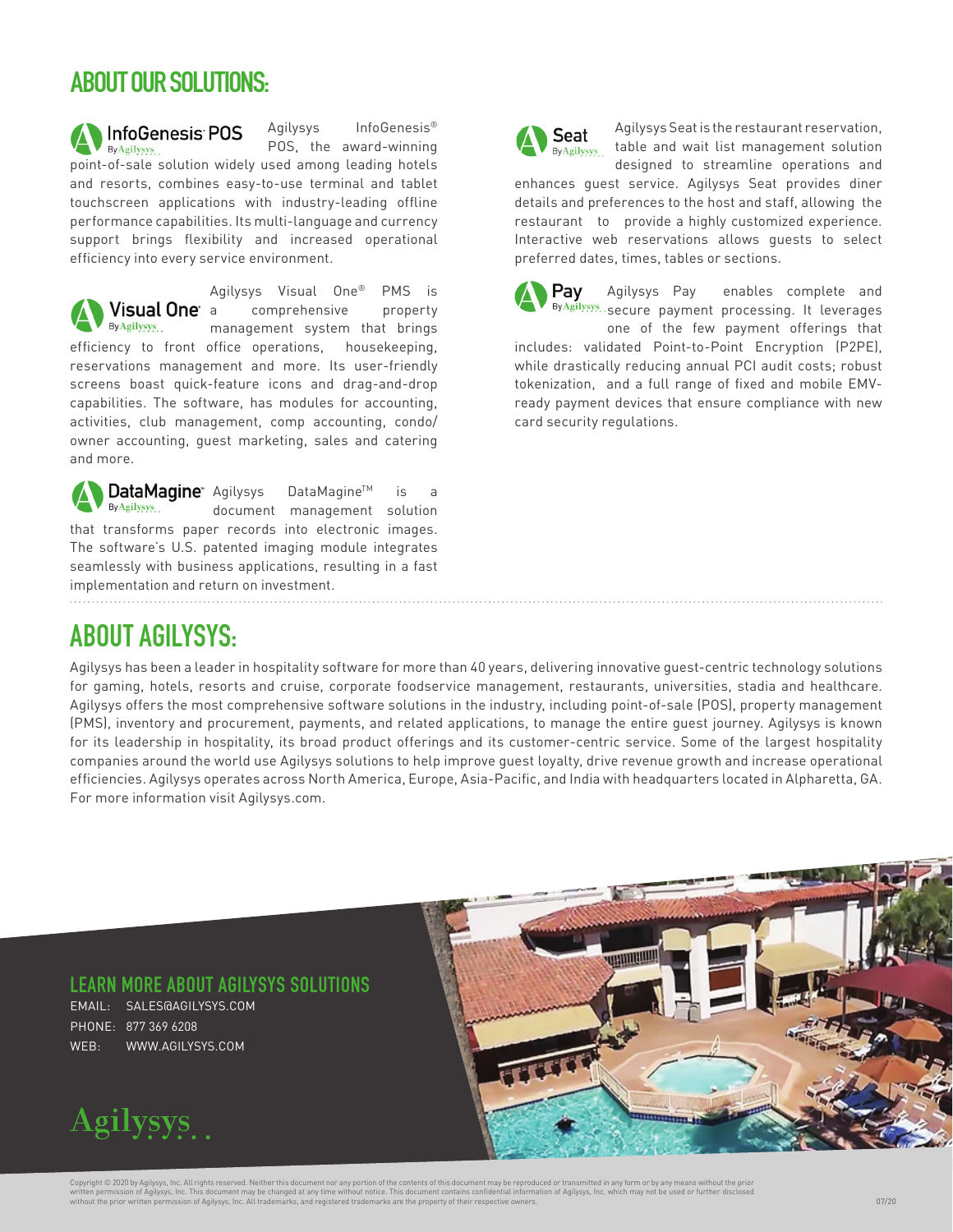## ABOUT OUR SOLUTIONS:

**InfoGenesis POS** By Agilysys

Agilysys InfoGenesis® POS, the award-winning point-of-sale solution widely used among leading hotels and resorts, combines easy-to-use terminal and tablet touchscreen applications with industry-leading offline performance capabilities. Its multi-language and currency support brings flexibility and increased operational efficiency into every service environment.

**Visual One** By Agilysys

Agilysys Visual One® PMS is a comprehensive property management system that brings efficiency to front office operations, housekeeping, reservations management and more. Its user-friendly screens boast quick-feature icons and drag-and-drop capabilities. The software, has modules for accounting, activities, club management, comp accounting, condo/ owner accounting, guest marketing, sales and catering and more.

**DataMagine** By Agilysys

Agilysys DataMagine™ is a document management solution that transforms paper records into electronic images. The software's U.S. patented imaging module integrates seamlessly with business applications, resulting in a fast implementation and return on investment.

**Seat** By Agilysys

Agilysys Seat is the restaurant reservation, table and wait list management solution designed to streamline operations and enhances guest service. Agilysys Seat provides diner details and preferences to the host and staff, allowing the restaurant to provide a highly customized experience. Interactive web reservations allows guests to select preferred dates, times, tables or sections.

**Pay** By Agilysys

Agilysys Pay enables complete and secure payment processing. It leverages one of the few payment offerings that includes: validated Point-to-Point Encryption (P2PE), while drastically reducing annual PCI audit costs; robust tokenization, and a full range of fixed and mobile EMV-ready payment devices that ensure compliance with new card security regulations.

## ABOUT AGILYSYS:

Agilysys has been a leader in hospitality software for more than 40 years, delivering innovative guest-centric technology solutions for gaming, hotels, resorts and cruise, corporate foodservice management, restaurants, universities, stadia and healthcare. Agilysys offers the most comprehensive software solutions in the industry, including point-of-sale (POS), property management (PMS), inventory and procurement, payments, and related applications, to manage the entire guest journey. Agilysys is known for its leadership in hospitality, its broad product offerings and its customer-centric service. Some of the largest hospitality companies around the world use Agilysys solutions to help improve guest loyalty, drive revenue growth and increase operational efficiencies. Agilysys operates across North America, Europe, Asia-Pacific, and India with headquarters located in Alpharetta, GA. For more information visit Agilysys.com.

### LEARN MORE ABOUT AGILYSYS SOLUTIONS

EMAIL: SALES@AGILYSYS.COM
PHONE: 877 369 6208
WEB: WWW.AGILYSYS.COM

Agilysys

Copyright © 2020 by Agilysys, Inc. All rights reserved. Neither this document nor any portion of the contents of this document may be reproduced or transmitted in any form or by any means without the prior written permission of Agilysys, Inc. This document may be changed at any time without notice. This document contains confidential information of Agilysys, Inc. which may not be used or further disclosed without the prior written permission of Agilysys, Inc. All trademarks, and registered trademarks are the property of their respective owners.

07/20